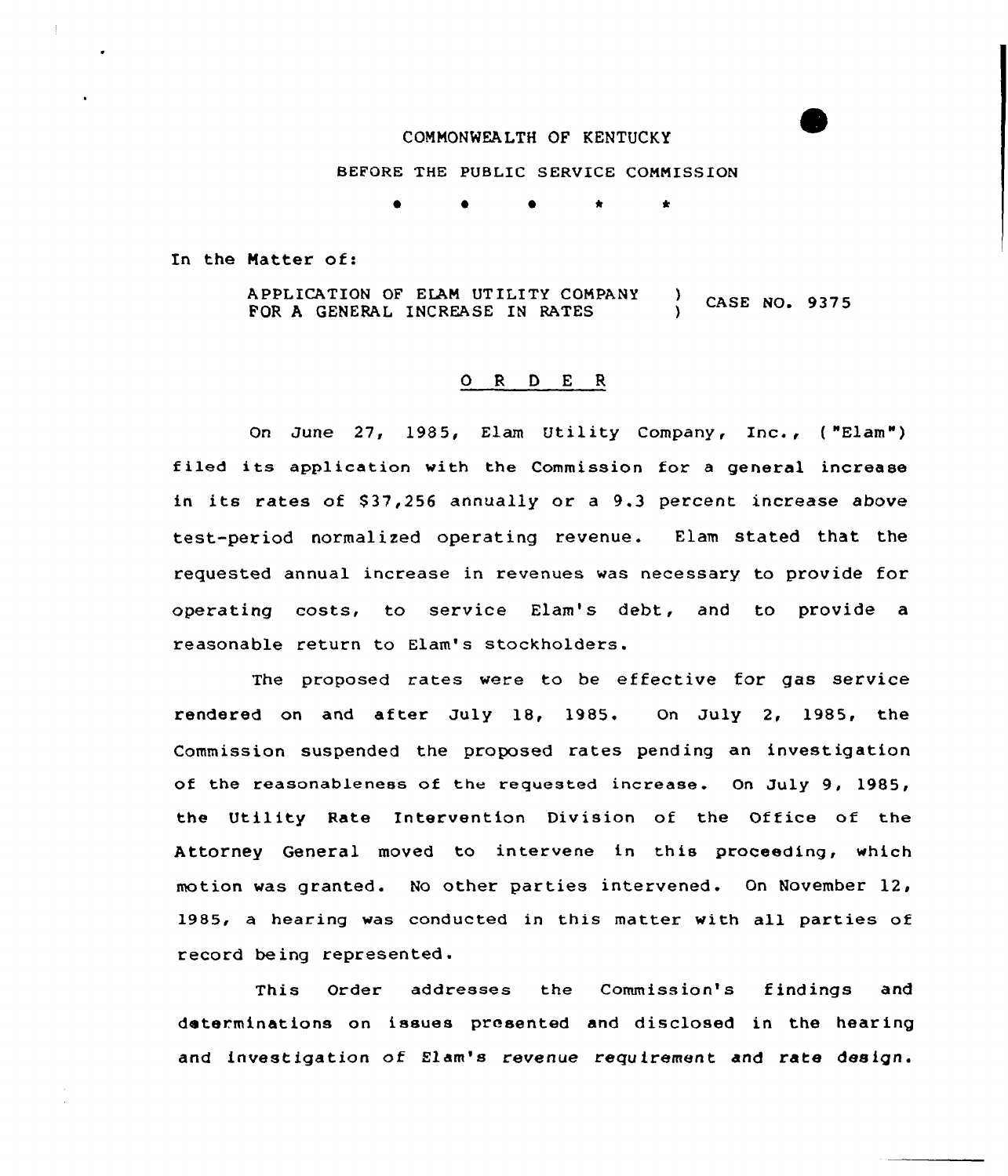COMMONWEALTH OF KENTUCKY

BEFORE THE PUBLIC SERVICE COMMISSION

\* \* \* \* \*

In the Matter of:

APPLICATION OF ELAM UTILITY COMPANY FOR A GENERAL INCREASE IN RATES ) CASE NO. 9375

## O R D E R

On June 27, 1985, Elam Utility Company, Inc., ("Elam") filed its application with the Commission for a general increase in its rates of $37,256 annually or a 9.3 percent increase above test-period normalized operating revenue. Elam stated that the requested annual increase in revenues was necessary to provide for operating costs, to service Elam's debt, and to provide a reasonable return to Elam's stockholders.

The proposed rates were to be effective for gas service rendered on and after July 18, 1985. On July 2, 1985, the Commission suspended the proposed rates pending an investigation of the reasonableness of the requested increase. On July 9, 1985, the Utility Rate Intervention Division of the Office of the Attorney General moved to intervene in this proceeding, which motion was granted. No other parties intervened. On November 12, 1985, a hearing was conducted in this matter with all parties of record being represented.

This Order addresses the Commission's findings and determinations on issues presented and disclosed in the hearing and investigation of Elam's revenue requirement and rate design.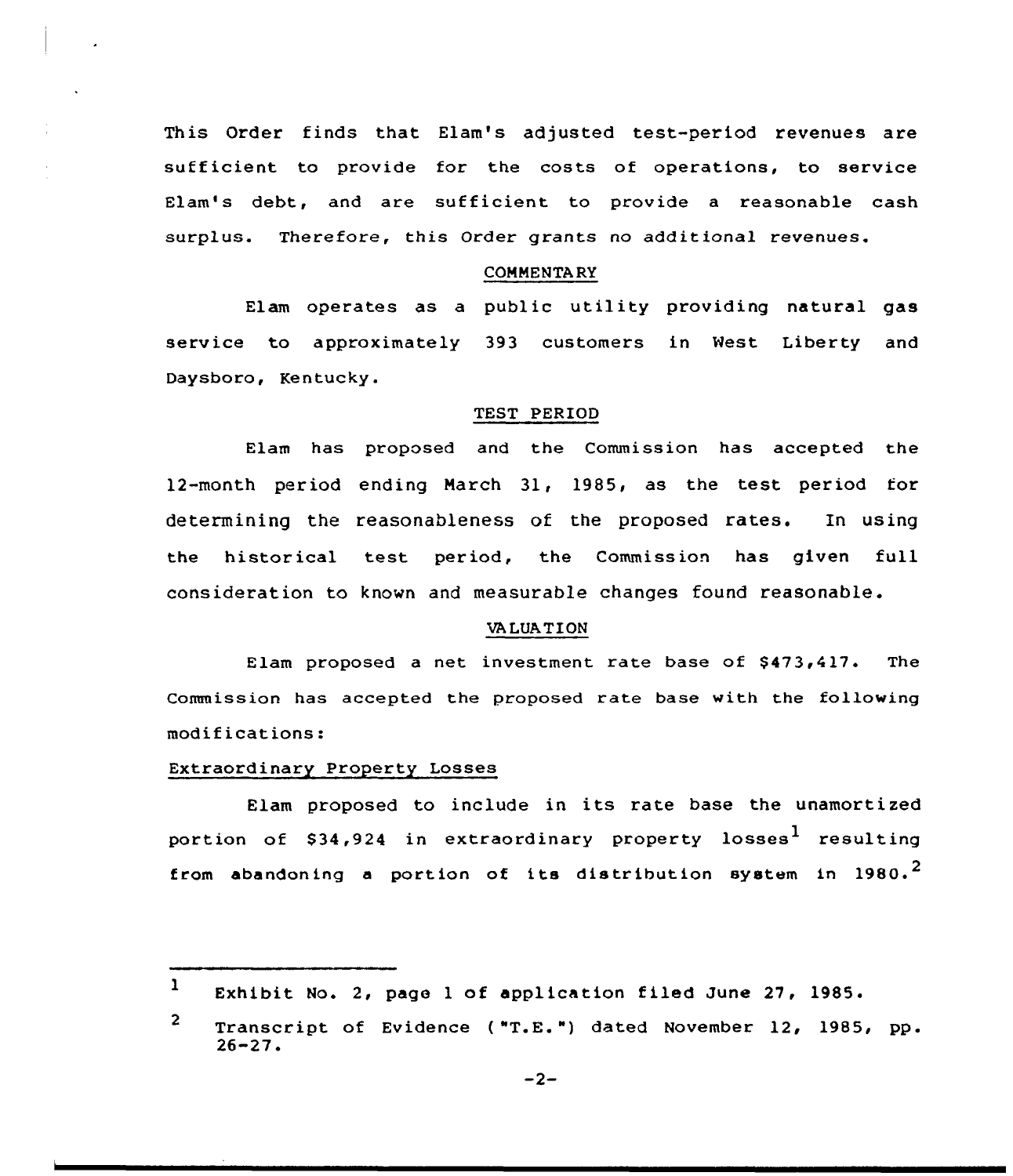This Order finds that Elam's adjusted test-period revenues are sufficient to provide for the costs of operations, to service Elam's debt, and are sufficient to provide a reasonable cash surplus. Therefore, this Order grants no additional revenues.

## COMMENTARY

Elam operates as a public utility providing natural gas service to approximately 393 customers in West Liberty and Daysboro, Kentucky.

## TEST PERIOD

Elam has proposed and the Commission has accepted the 12-month period ending March 31, 1985, as the test period for determining the reasonableness of the proposed rates. In using the historical test period, the Commission has given full consideration to known and measurable changes found reasonable.

## VALUATION

Elam proposed a net investment rate base of $473,417. The Commission has accepted the proposed rate base with the following modifications:

### Extraordinary Property Losses

Elam proposed to include in its rate base the unamortized portion of $34,924 in extraordinary property losses[1] resulting from abandoning a portion of its distribution system in 1980.[2]

---

[1] Exhibit No. 2, page 1 of application filed June 27, 1985.

[2] Transcript of Evidence ("T.E.") dated November 12, 1985, pp. 26-27.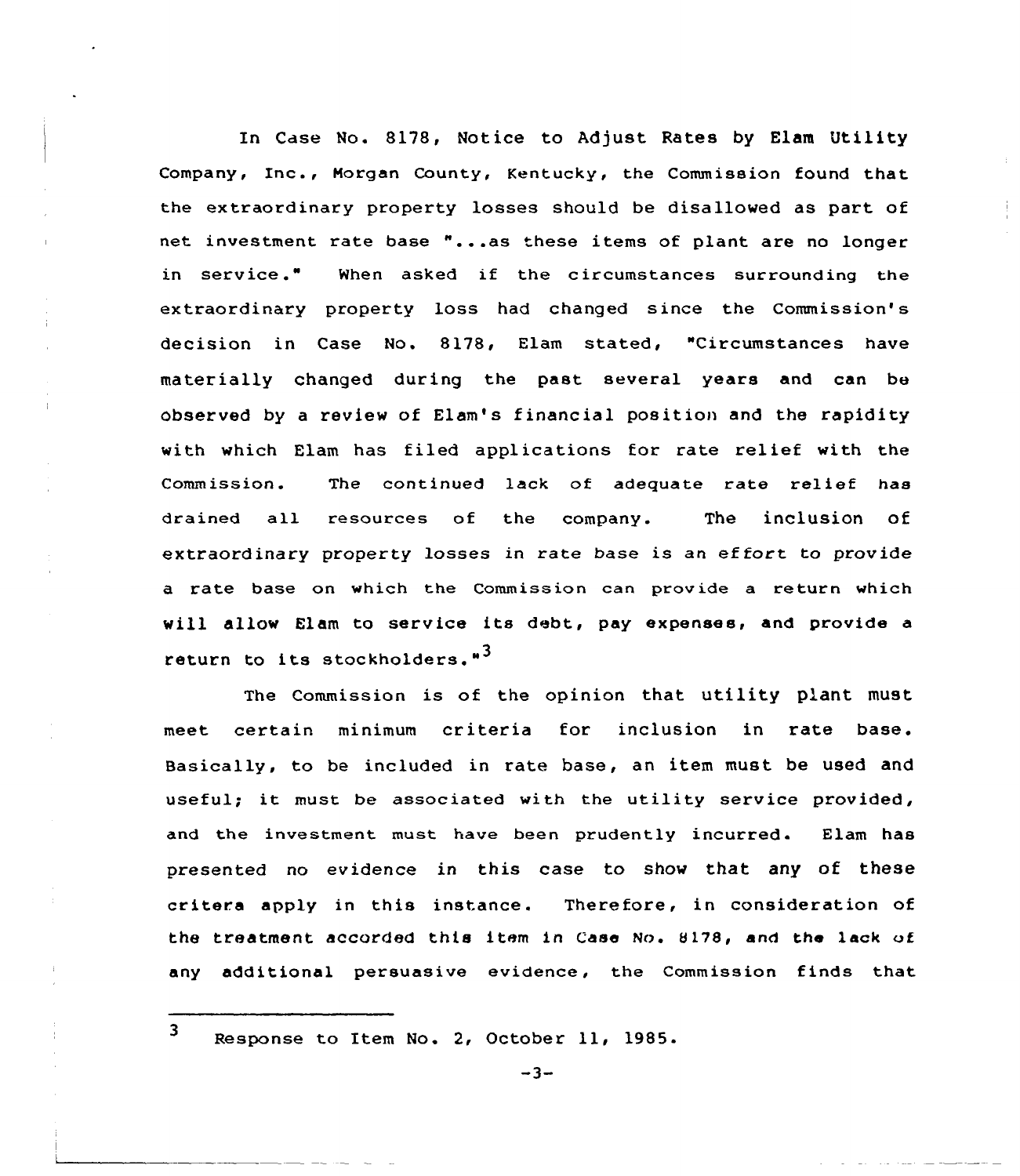In Case No. 8178, Notice to Adjust Rates by Elam Utility Company, Inc., Morgan County, Kentucky, the Commission found that the extraordinary property losses should be disallowed as part of net investment rate base "...as these items of plant are no longer in service." When asked if the circumstances surrounding the extraordinary property loss had changed since the Commission's decision in Case No. 8178, Elam stated, "Circumstances have materially changed during the past several years and can be observed by a review of Elam's financial position and the rapidity with which Elam has filed applications for rate relief with the Commission. The continued lack of adequate rate relief has drained all resources of the company. The inclusion of extraordinary property losses in rate base is an effort to provide a rate base on which the Commission can provide a return which will allow Elam to service its debt, pay expenses, and provide a return to its stockholders."[3]

The Commission is of the opinion that utility plant must meet certain minimum criteria for inclusion in rate base. Basically, to be included in rate base, an item must be used and useful; it must be associated with the utility service provided, and the investment must have been prudently incurred. Elam has presented no evidence in this case to show that any of these critera apply in this instance. Therefore, in consideration of the treatment accorded this item in Case No. 8178, and the lack of any additional persuasive evidence, the Commission finds that

---

[3] Response to Item No. 2, October 11, 1985.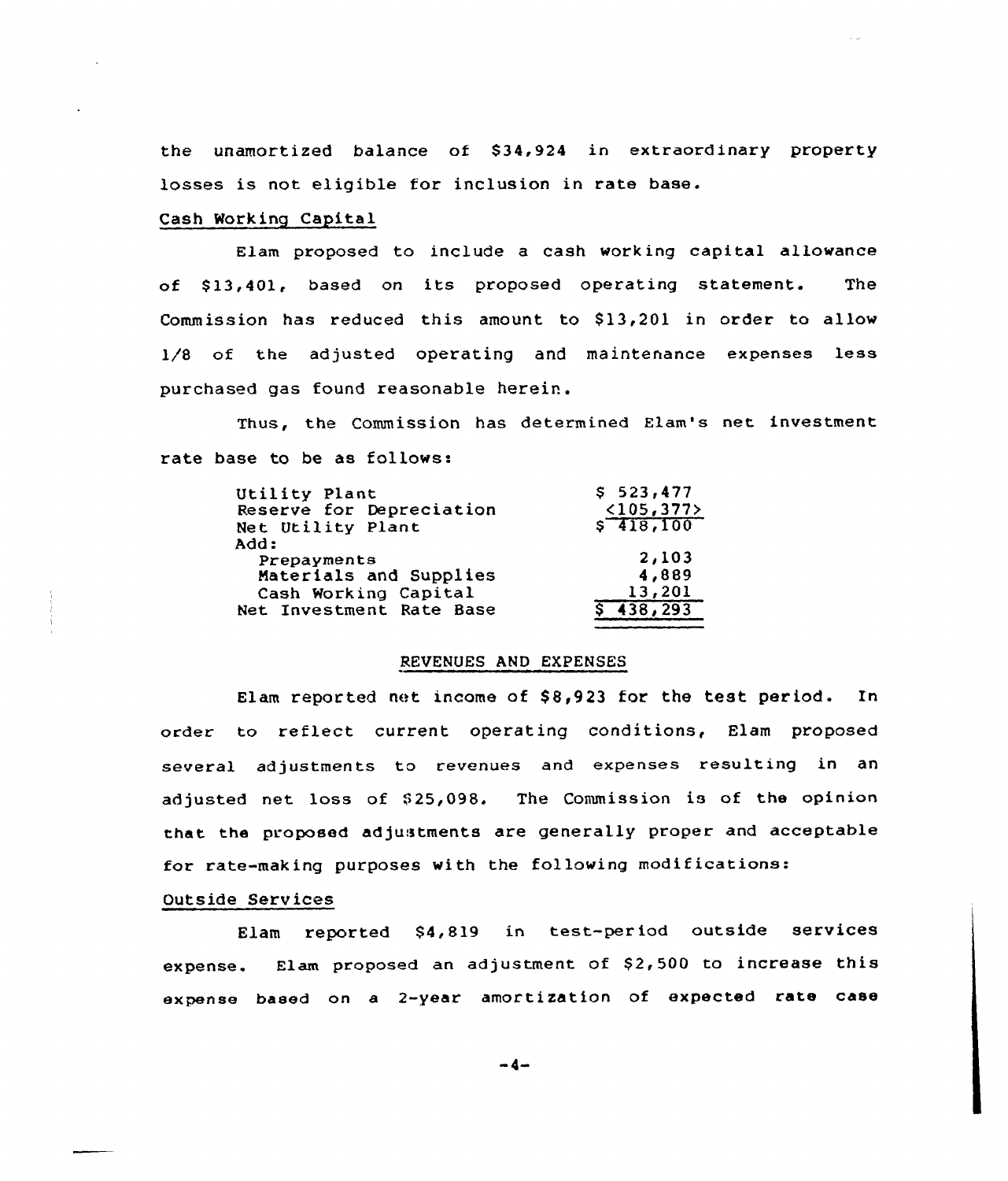the unamortized balance of $34,924 in extraordinary property losses is not eligible for inclusion in rate base.

Cash Working Capital

Elam proposed to include a cash working capital allowance of $13,401, based on its proposed operating statement. The Commission has reduced this amount to $13,201 in order to allow 1/8 of the adjusted operating and maintenance expenses less purchased gas found reasonable herein.

Thus, the Commission has determined Elam's net investment rate base to be as follows:

| | |
|---|---|
| Utility Plant | $ 523,477 |
| Reserve for Depreciation | <105,377> |
| Net Utility Plant | $ 418,100 |
| Add: | |
| Prepayments | 2,103 |
| Materials and Supplies | 4,889 |
| Cash Working Capital | 13,201 |
| Net Investment Rate Base | $ 438,293 |

## REVENUES AND EXPENSES

Elam reported net income of $8,923 for the test period. In order to reflect current operating conditions, Elam proposed several adjustments to revenues and expenses resulting in an adjusted net loss of $25,098. The Commission is of the opinion that the proposed adjustments are generally proper and acceptable for rate-making purposes with the following modifications:

Outside Services

Elam reported $4,819 in test-period outside services expense. Elam proposed an adjustment of $2,500 to increase this expense based on a 2-year amortization of expected rate case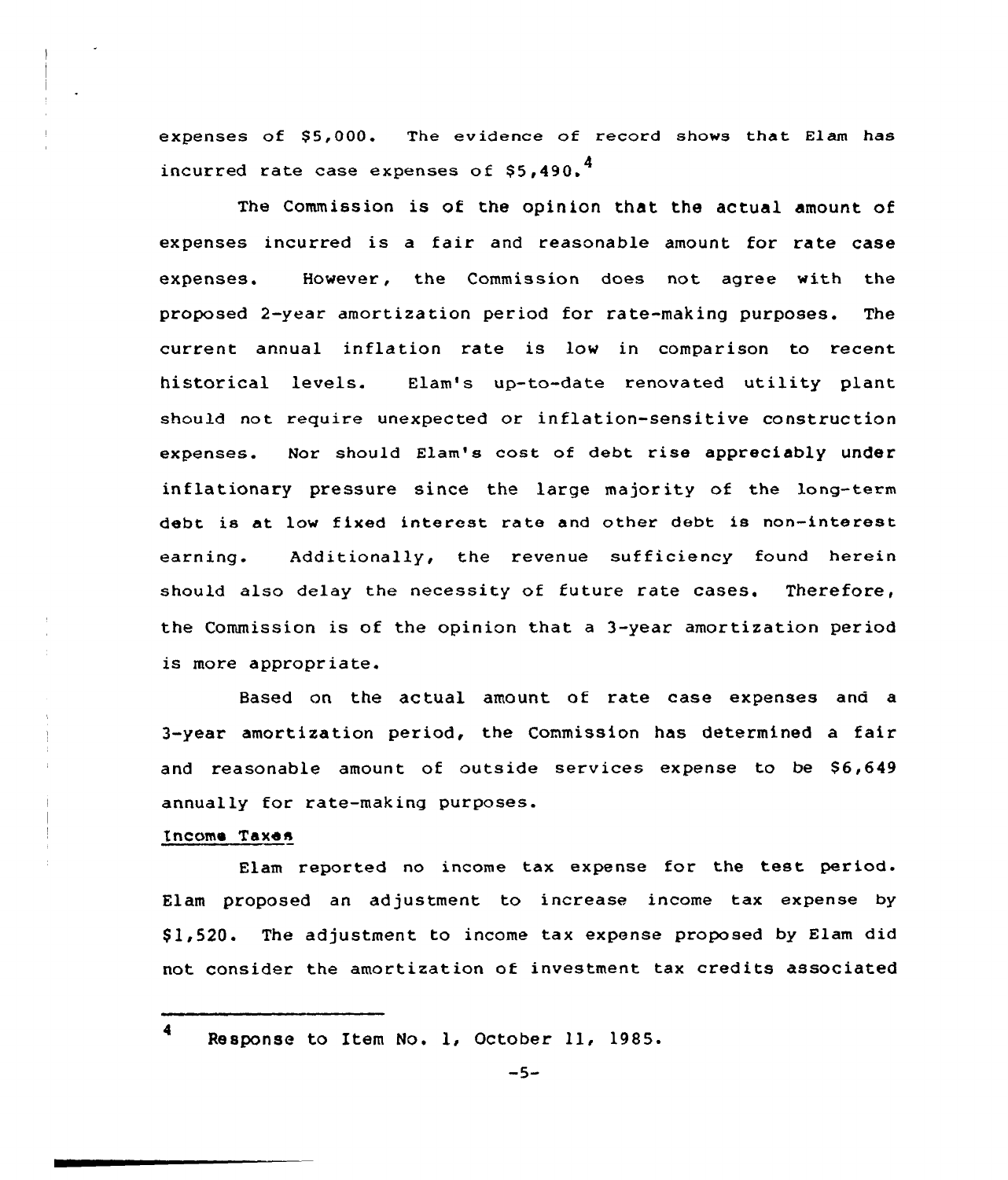expenses of $5,000. The evidence of record shows that Elam has incurred rate case expenses of $5,490.[4]

The Commission is of the opinion that the actual amount of expenses incurred is a fair and reasonable amount for rate case expenses. However, the Commission does not agree with the proposed 2-year amortization period for rate-making purposes. The current annual inflation rate is low in comparison to recent historical levels. Elam's up-to-date renovated utility plant should not require unexpected or inflation-sensitive construction expenses. Nor should Elam's cost of debt rise appreciably under inflationary pressure since the large majority of the long-term debt is at low fixed interest rate and other debt is non-interest earning. Additionally, the revenue sufficiency found herein should also delay the necessity of future rate cases. Therefore, the Commission is of the opinion that a 3-year amortization period is more appropriate.

Based on the actual amount of rate case expenses and a 3-year amortization period, the Commission has determined a fair and reasonable amount of outside services expense to be $6,649 annually for rate-making purposes.

Income Taxes

Elam reported no income tax expense for the test period. Elam proposed an adjustment to increase income tax expense by $1,520. The adjustment to income tax expense proposed by Elam did not consider the amortization of investment tax credits associated

---

[4] Response to Item No. 1, October 11, 1985.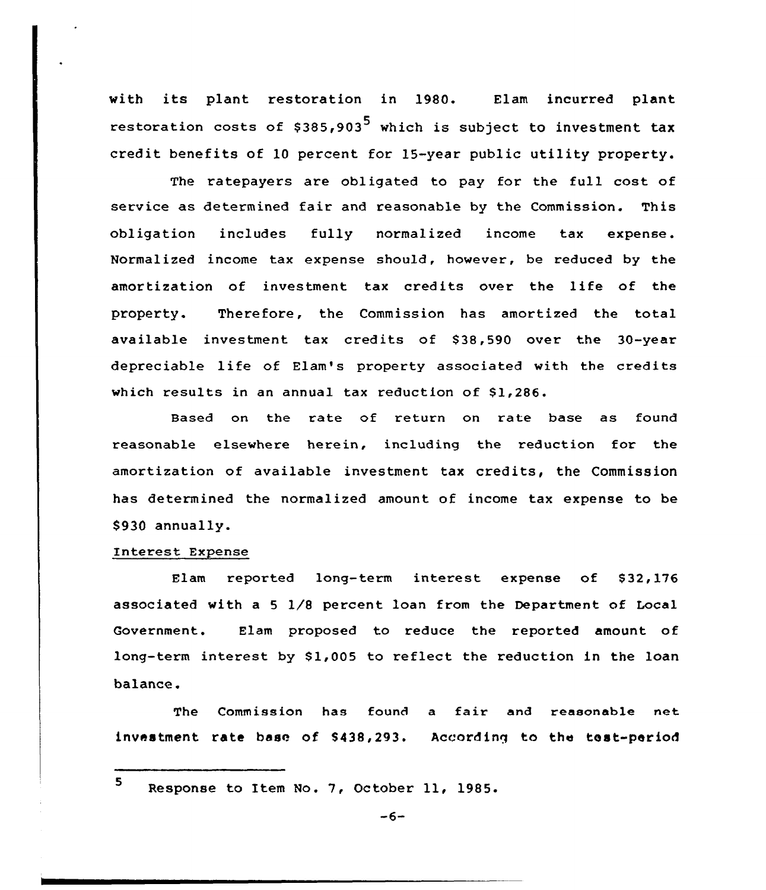with its plant restoration in 1980. Elam incurred plant restoration costs of $385,903[5] which is subject to investment tax credit benefits of 10 percent for 15-year public utility property.

The ratepayers are obligated to pay for the full cost of service as determined fair and reasonable by the Commission. This obligation includes fully normalized income tax expense. Normalized income tax expense should, however, be reduced by the amortization of investment tax credits over the life of the property. Therefore, the Commission has amortized the total available investment tax credits of $38,590 over the 30-year depreciable life of Elam's property associated with the credits which results in an annual tax reduction of $1,286.

Based on the rate of return on rate base as found reasonable elsewhere herein, including the reduction for the amortization of available investment tax credits, the Commission has determined the normalized amount of income tax expense to be $930 annually.

Interest Expense

Elam reported long-term interest expense of $32,176 associated with a 5 1/8 percent loan from the Department of Local Government. Elam proposed to reduce the reported amount of long-term interest by $1,005 to reflect the reduction in the loan balance.

The Commission has found a fair and reasonable net investment rate base of $438,293. According to the test-period

[5] Response to Item No. 7, October 11, 1985.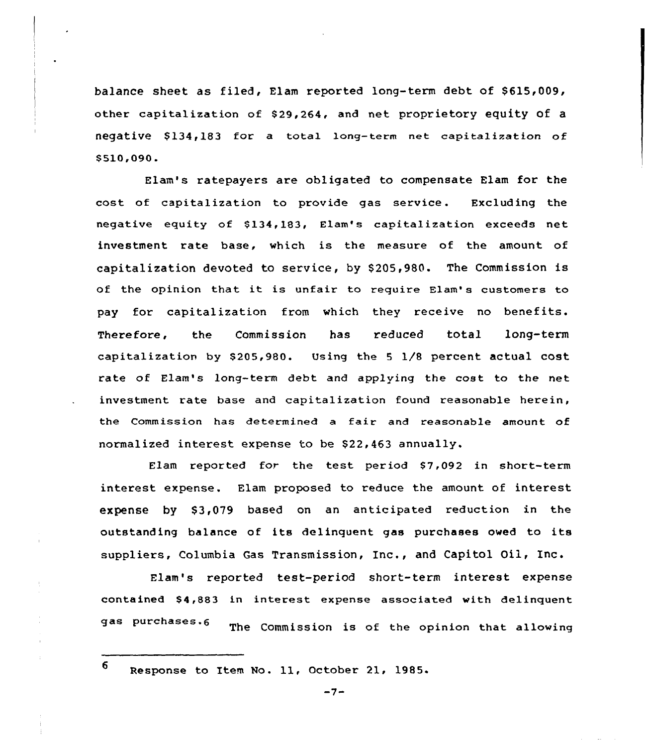balance sheet as filed, Elam reported long-term debt of $615,009, other capitalization of $29,264, and net proprietory equity of a negative $134,183 for a total long-term net capitalization of $510,090.

Elam's ratepayers are obligated to compensate Elam for the cost of capitalization to provide gas service. Excluding the negative equity of $134,183, Elam's capitalization exceeds net investment rate base, which is the measure of the amount of capitalization devoted to service, by $205,980. The Commission is of the opinion that it is unfair to require Elam's customers to pay for capitalization from which they receive no benefits. Therefore, the Commission has reduced total long-term capitalization by $205,980. Using the 5 1/8 percent actual cost rate of Elam's long-term debt and applying the cost to the net investment rate base and capitalization found reasonable herein, the Commission has determined a fair and reasonable amount of normalized interest expense to be $22,463 annually.

Elam reported for the test period $7,092 in short-term interest expense. Elam proposed to reduce the amount of interest expense by $3,079 based on an anticipated reduction in the outstanding balance of its delinquent gas purchases owed to its suppliers, Columbia Gas Transmission, Inc., and Capitol Oil, Inc.

Elam's reported test-period short-term interest expense contained $4,883 in interest expense associated with delinquent gas purchases.[6] The Commission is of the opinion that allowing

---

[6] Response to Item No. 11, October 21, 1985.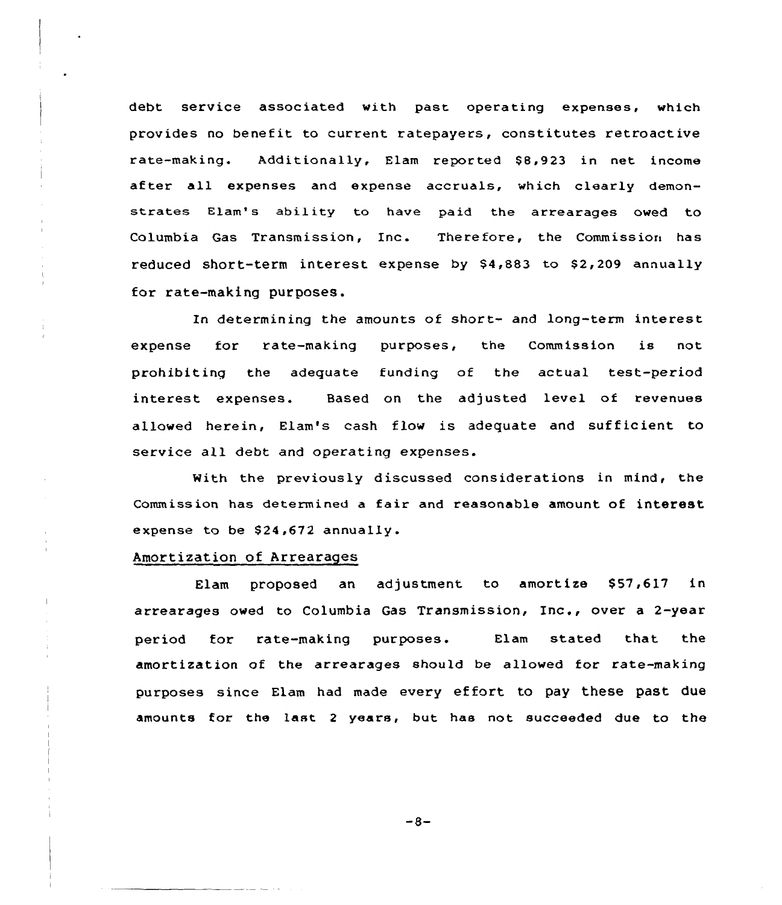debt service associated with past operating expenses, which provides no benefit to current ratepayers, constitutes retroactive rate-making. Additionally, Elam reported $8,923 in net income after all expenses and expense accruals, which clearly demonstrates Elam's ability to have paid the arrearages owed to Columbia Gas Transmission, Inc. Therefore, the Commission has reduced short-term interest expense by $4,883 to $2,209 annually for rate-making purposes.

In determining the amounts of short- and long-term interest expense for rate-making purposes, the Commission is not prohibiting the adequate funding of the actual test-period interest expenses. Based on the adjusted level of revenues allowed herein, Elam's cash flow is adequate and sufficient to service all debt and operating expenses.

With the previously discussed considerations in mind, the Commission has determined a fair and reasonable amount of interest expense to be $24,672 annually.

Amortization of Arrearages

Elam proposed an adjustment to amortize $57,617 in arrearages owed to Columbia Gas Transmission, Inc., over a 2-year period for rate-making purposes. Elam stated that the amortization of the arrearages should be allowed for rate-making purposes since Elam had made every effort to pay these past due amounts for the last 2 years, but has not succeeded due to the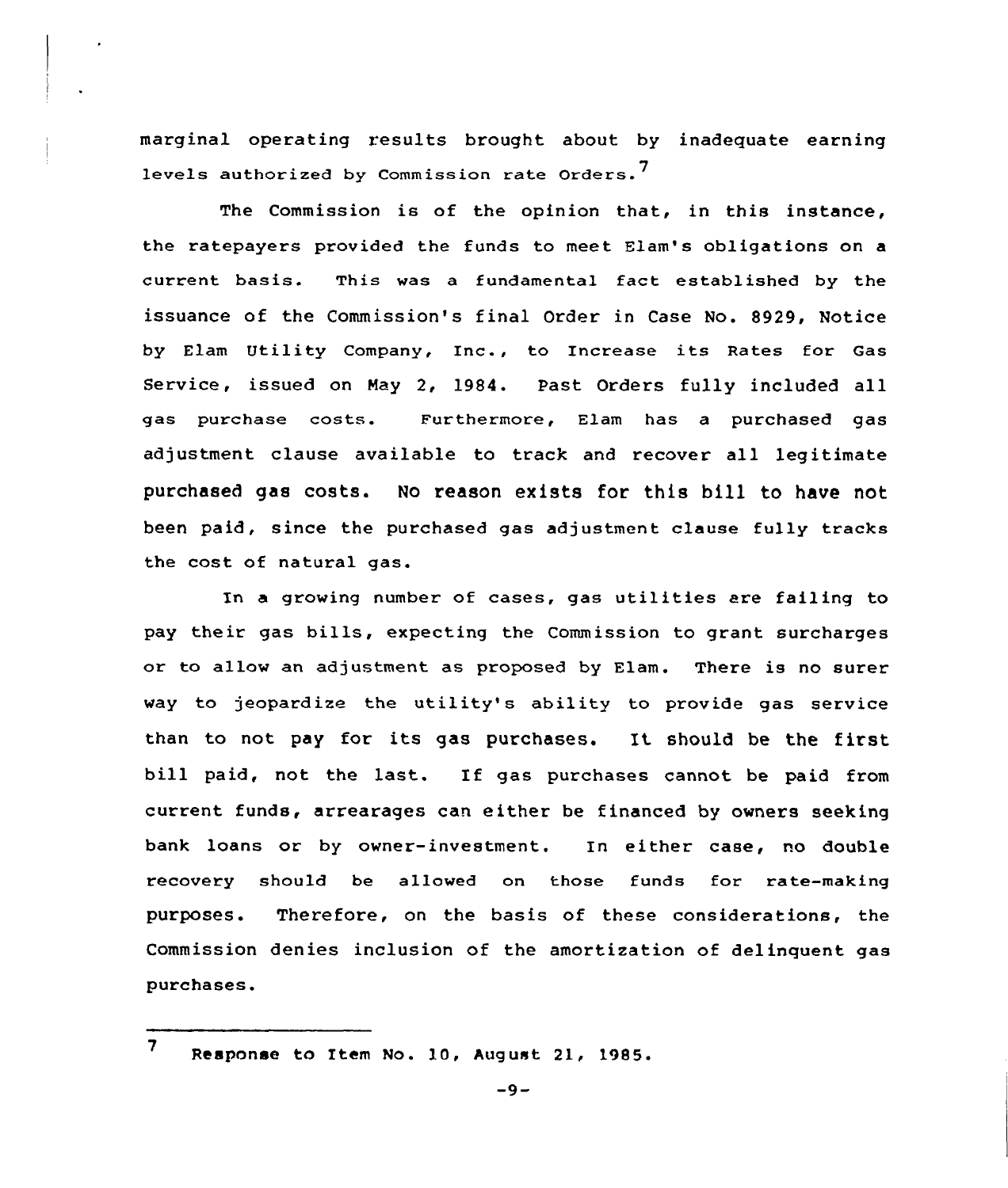marginal operating results brought about by inadequate earning levels authorized by Commission rate Orders.[7]

The Commission is of the opinion that, in this instance, the ratepayers provided the funds to meet Elam's obligations on a current basis. This was a fundamental fact established by the issuance of the Commission's final Order in Case No. 8929, Notice by Elam Utility Company, Inc., to Increase its Rates for Gas Service, issued on May 2, 1984. Past Orders fully included all gas purchase costs. Furthermore, Elam has a purchased gas adjustment clause available to track and recover all legitimate purchased gas costs. No reason exists for this bill to have not been paid, since the purchased gas adjustment clause fully tracks the cost of natural gas.

In a growing number of cases, gas utilities are failing to pay their gas bills, expecting the Commission to grant surcharges or to allow an adjustment as proposed by Elam. There is no surer way to jeopardize the utility's ability to provide gas service than to not pay for its gas purchases. It should be the first bill paid, not the last. If gas purchases cannot be paid from current funds, arrearages can either be financed by owners seeking bank loans or by owner-investment. In either case, no double recovery should be allowed on those funds for rate-making purposes. Therefore, on the basis of these considerations, the Commission denies inclusion of the amortization of delinquent gas purchases.

---

[7] Response to Item No. 10, August 21, 1985.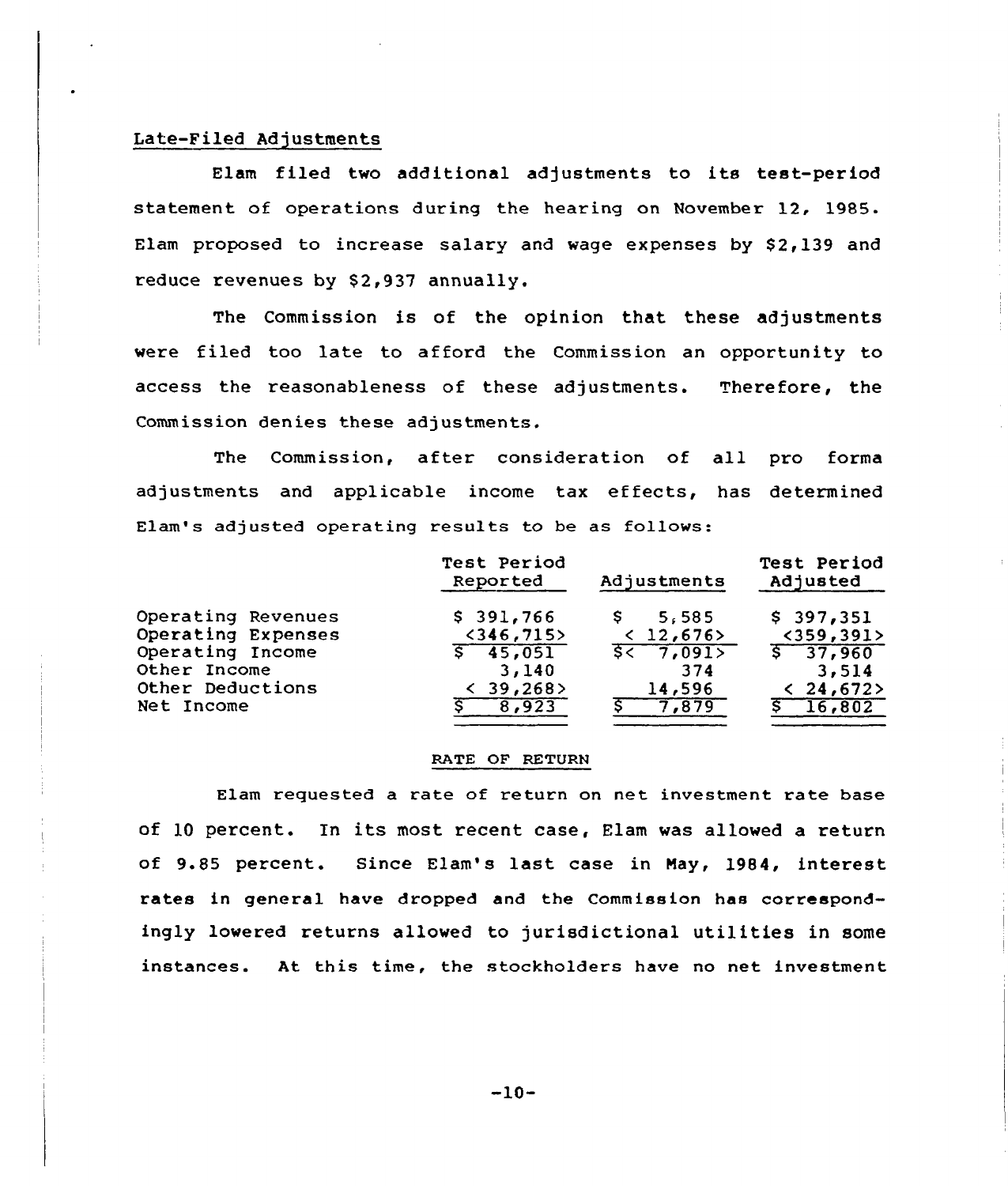Late-Filed Adjustments

Elam filed two additional adjustments to its test-period statement of operations during the hearing on November 12, 1985. Elam proposed to increase salary and wage expenses by $2,139 and reduce revenues by $2,937 annually.

The Commission is of the opinion that these adjustments were filed too late to afford the Commission an opportunity to access the reasonableness of these adjustments. Therefore, the Commission denies these adjustments.

The Commission, after consideration of all pro forma adjustments and applicable income tax effects, has determined Elam's adjusted operating results to be as follows:

| | Test Period Reported | Adjustments | Test Period Adjusted |
|---|---|---|---|
| Operating Revenues | $ 391,766 | $ 5,585 | $ 397,351 |
| Operating Expenses | <346,715> | < 12,676> | <359,391> |
| Operating Income | $ 45,051 | $< 7,091> | $ 37,960 |
| Other Income | 3,140 | 374 | 3,514 |
| Other Deductions | < 39,268> | 14,596 | < 24,672> |
| Net Income | $ 8,923 | $ 7,879 | $ 16,802 |

## RATE OF RETURN

Elam requested a rate of return on net investment rate base of 10 percent. In its most recent case, Elam was allowed a return of 9.85 percent. Since Elam's last case in May, 1984, interest rates in general have dropped and the Commission has correspondingly lowered returns allowed to jurisdictional utilities in some instances. At this time, the stockholders have no net investment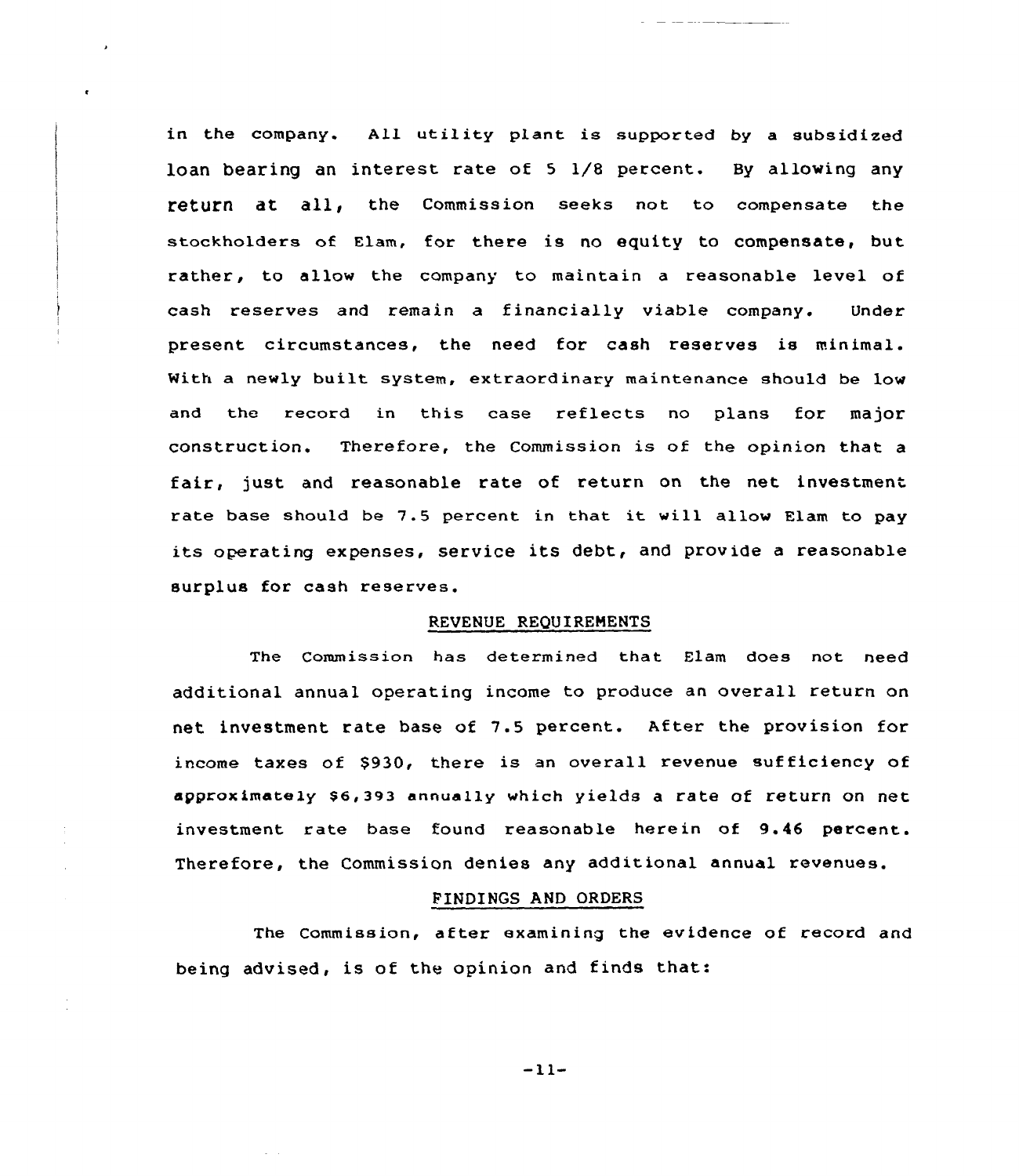in the company. All utility plant is supported by a subsidized loan bearing an interest rate of 5 1/8 percent. By allowing any return at all, the Commission seeks not to compensate the stockholders of Elam, for there is no equity to compensate, but rather, to allow the company to maintain a reasonable level of cash reserves and remain a financially viable company. Under present circumstances, the need for cash reserves is minimal. With a newly built system, extraordinary maintenance should be low and the record in this case reflects no plans for major construction. Therefore, the Commission is of the opinion that a fair, just and reasonable rate of return on the net investment rate base should be 7.5 percent in that it will allow Elam to pay its operating expenses, service its debt, and provide a reasonable surplus for cash reserves.

## REVENUE REQUIREMENTS

The Commission has determined that Elam does not need additional annual operating income to produce an overall return on net investment rate base of 7.5 percent. After the provision for income taxes of $930, there is an overall revenue sufficiency of approximately $6,393 annually which yields a rate of return on net investment rate base found reasonable herein of 9.46 percent. Therefore, the Commission denies any additional annual revenues.

## FINDINGS AND ORDERS

The Commission, after examining the evidence of record and being advised, is of the opinion and finds that: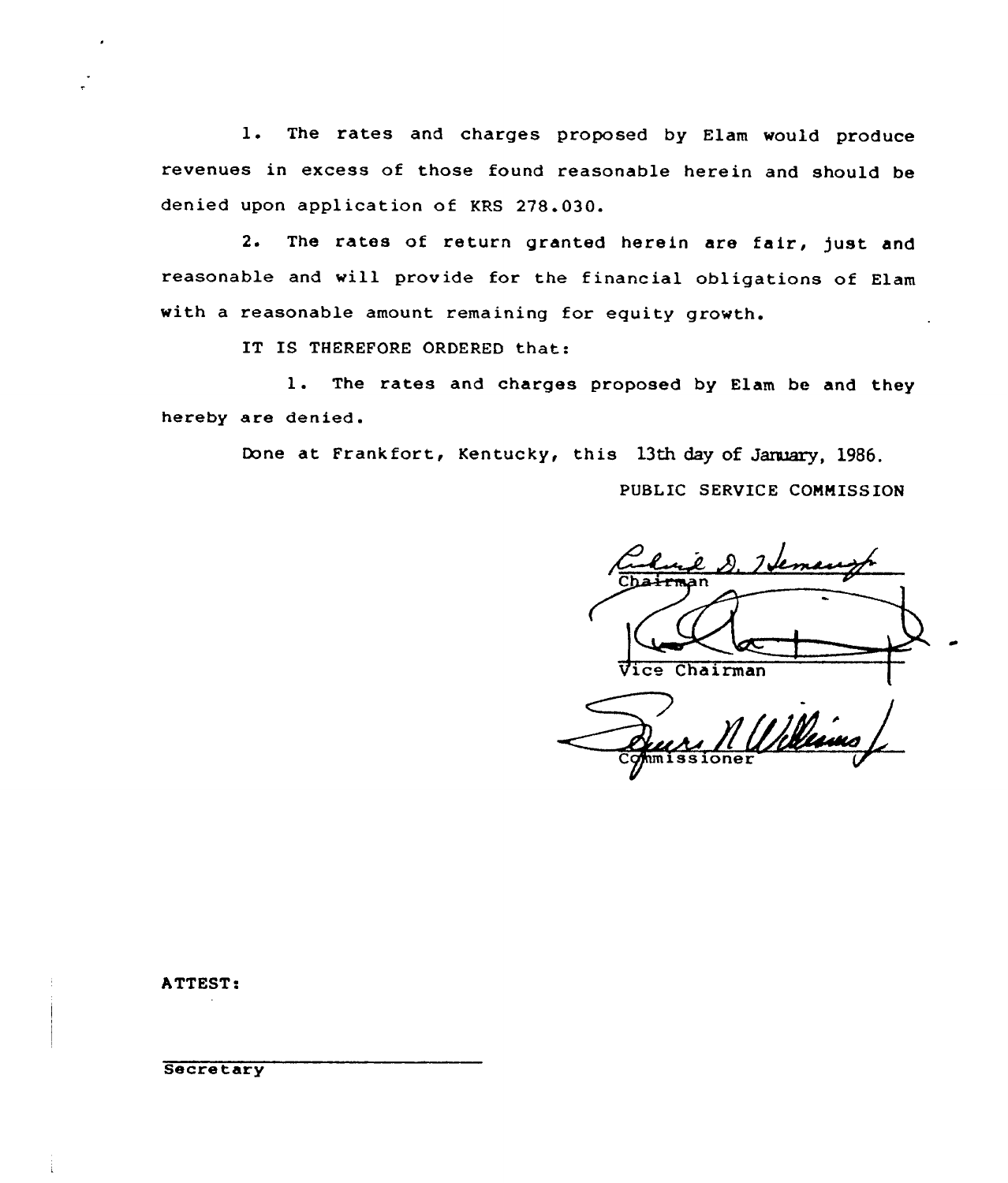1. The rates and charges proposed by Elam would produce revenues in excess of those found reasonable herein and should be denied upon application of KRS 278.030.

2. The rates of return granted herein are fair, just and reasonable and will provide for the financial obligations of Elam with a reasonable amount remaining for equity growth.

IT IS THEREFORE ORDERED that:

1. The rates and charges proposed by Elam be and they hereby are denied.

Done at Frankfort, Kentucky, this 13th day of January, 1986.

PUBLIC SERVICE COMMISSION

Chairman

Vice Chairman

Commissioner

ATTEST:

Secretary